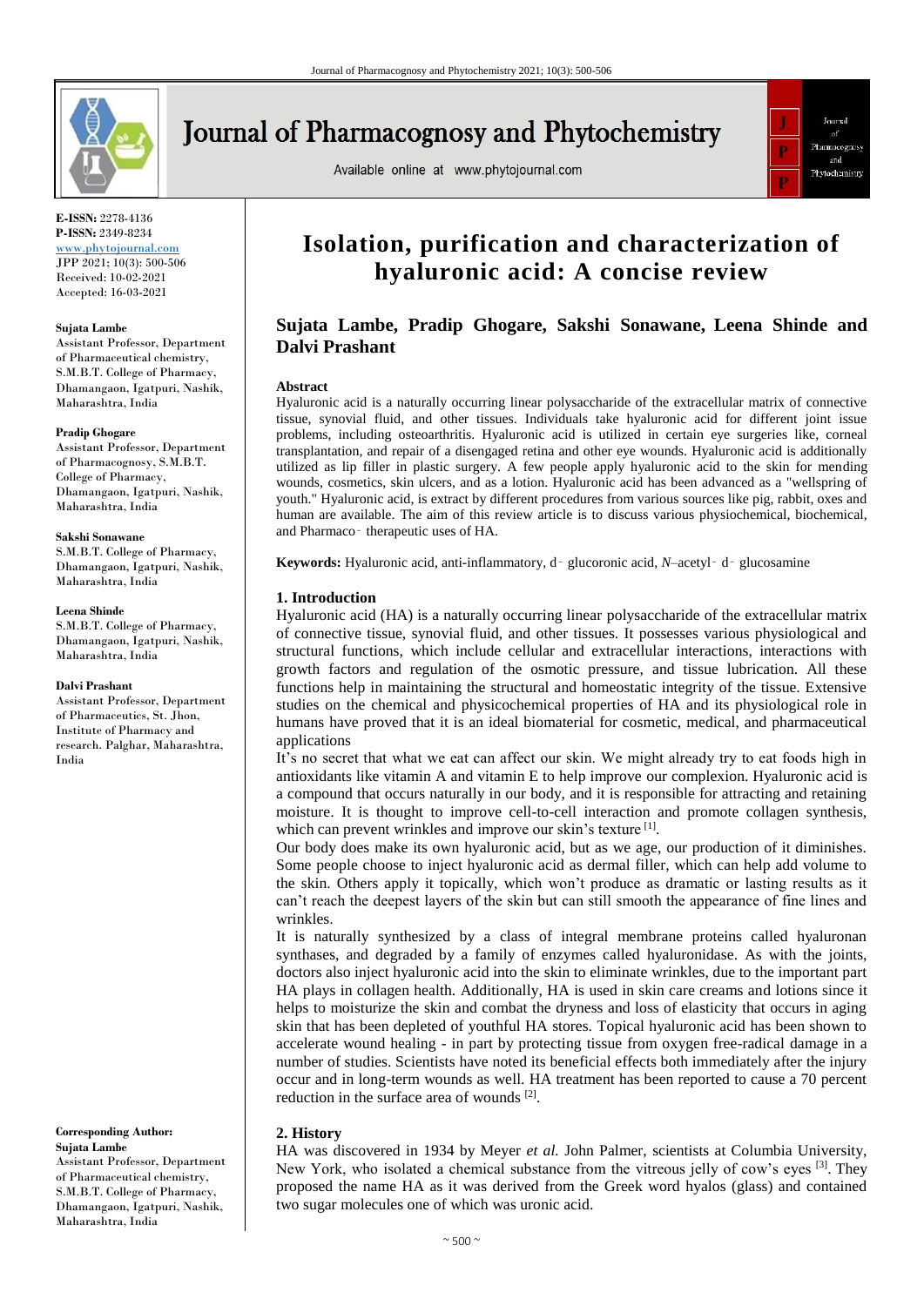E-ISSN: 2278-4136
P-ISSN: 2349-8234
www.phytojournal.com
JPP 2021; 10(3): 500-506
Received: 10-02-2021
Accepted: 16-03-2021

**Sujata Lambe**
Assistant Professor, Department of Pharmaceutical chemistry, S.M.B.T. College of Pharmacy, Dhamangaon, Igatpuri, Nashik, Maharashtra, India

**Pradip Ghogare**
Assistant Professor, Department of Pharmacognosy, S.M.B.T. College of Pharmacy, Dhamangaon, Igatpuri, Nashik, Maharashtra, India

**Sakshi Sonawane**
S.M.B.T. College of Pharmacy, Dhamangaon, Igatpuri, Nashik, Maharashtra, India

**Leena Shinde**
S.M.B.T. College of Pharmacy, Dhamangaon, Igatpuri, Nashik, Maharashtra, India

**Dalvi Prashant**
Assistant Professor, Department of Pharmaceutics, St. Jhon, Institute of Pharmacy and research. Palghar, Maharashtra, India

**Corresponding Author:**
**Sujata Lambe**
Assistant Professor, Department of Pharmaceutical chemistry, S.M.B.T. College of Pharmacy, Dhamangaon, Igatpuri, Nashik, Maharashtra, India

# Isolation, purification and characterization of hyaluronic acid: A concise review

**Sujata Lambe, Pradip Ghogare, Sakshi Sonawane, Leena Shinde and Dalvi Prashant**

## Abstract

Hyaluronic acid is a naturally occurring linear polysaccharide of the extracellular matrix of connective tissue, synovial fluid, and other tissues. Individuals take hyaluronic acid for different joint issue problems, including osteoarthritis. Hyaluronic acid is utilized in certain eye surgeries like, corneal transplantation, and repair of a disengaged retina and other eye wounds. Hyaluronic acid is additionally utilized as lip filler in plastic surgery. A few people apply hyaluronic acid to the skin for mending wounds, cosmetics, skin ulcers, and as a lotion. Hyaluronic acid has been advanced as a "wellspring of youth." Hyaluronic acid, is extract by different procedures from various sources like pig, rabbit, oxes and human are available. The aim of this review article is to discuss various physiochemical, biochemical, and Pharmaco‑ therapeutic uses of HA.

**Keywords:** Hyaluronic acid, anti-inflammatory, d‑ glucoronic acid, *N*–acetyl‑ d‑ glucosamine

## 1. Introduction

Hyaluronic acid (HA) is a naturally occurring linear polysaccharide of the extracellular matrix of connective tissue, synovial fluid, and other tissues. It possesses various physiological and structural functions, which include cellular and extracellular interactions, interactions with growth factors and regulation of the osmotic pressure, and tissue lubrication. All these functions help in maintaining the structural and homeostatic integrity of the tissue. Extensive studies on the chemical and physicochemical properties of HA and its physiological role in humans have proved that it is an ideal biomaterial for cosmetic, medical, and pharmaceutical applications

It's no secret that what we eat can affect our skin. We might already try to eat foods high in antioxidants like vitamin A and vitamin E to help improve our complexion. Hyaluronic acid is a compound that occurs naturally in our body, and it is responsible for attracting and retaining moisture. It is thought to improve cell-to-cell interaction and promote collagen synthesis, which can prevent wrinkles and improve our skin's texture [1].

Our body does make its own hyaluronic acid, but as we age, our production of it diminishes. Some people choose to inject hyaluronic acid as dermal filler, which can help add volume to the skin. Others apply it topically, which won't produce as dramatic or lasting results as it can't reach the deepest layers of the skin but can still smooth the appearance of fine lines and wrinkles.

It is naturally synthesized by a class of integral membrane proteins called hyaluronan synthases, and degraded by a family of enzymes called hyaluronidase. As with the joints, doctors also inject hyaluronic acid into the skin to eliminate wrinkles, due to the important part HA plays in collagen health. Additionally, HA is used in skin care creams and lotions since it helps to moisturize the skin and combat the dryness and loss of elasticity that occurs in aging skin that has been depleted of youthful HA stores. Topical hyaluronic acid has been shown to accelerate wound healing - in part by protecting tissue from oxygen free-radical damage in a number of studies. Scientists have noted its beneficial effects both immediately after the injury occur and in long-term wounds as well. HA treatment has been reported to cause a 70 percent reduction in the surface area of wounds [2].

## 2. History

HA was discovered in 1934 by Meyer *et al.* John Palmer, scientists at Columbia University, New York, who isolated a chemical substance from the vitreous jelly of cow's eyes [3]. They proposed the name HA as it was derived from the Greek word hyalos (glass) and contained two sugar molecules one of which was uronic acid.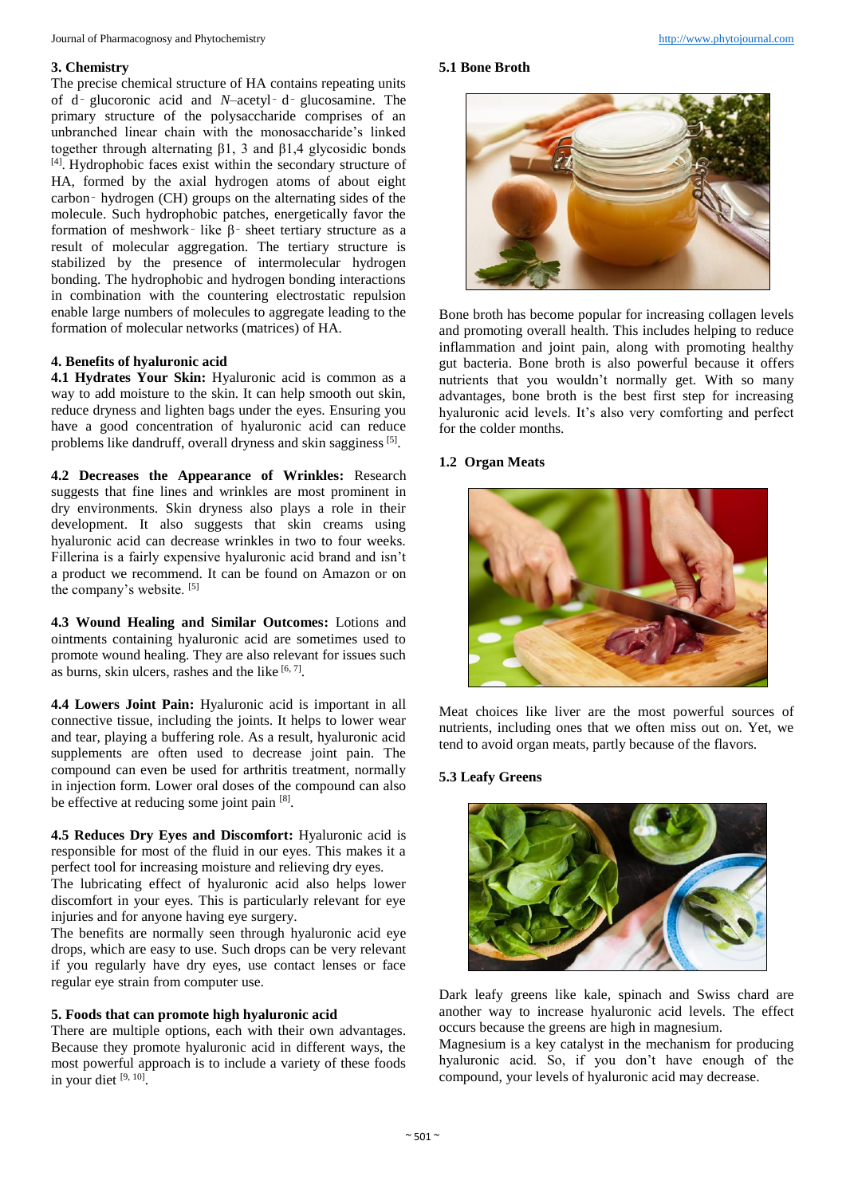## 3. Chemistry

The precise chemical structure of HA contains repeating units of d‑ glucoronic acid and *N*–acetyl‑ d‑ glucosamine. The primary structure of the polysaccharide comprises of an unbranched linear chain with the monosaccharide's linked together through alternating β1, 3 and β1,4 glycosidic bonds [4]. Hydrophobic faces exist within the secondary structure of HA, formed by the axial hydrogen atoms of about eight carbon‑ hydrogen (CH) groups on the alternating sides of the molecule. Such hydrophobic patches, energetically favor the formation of meshwork‑ like β‑ sheet tertiary structure as a result of molecular aggregation. The tertiary structure is stabilized by the presence of intermolecular hydrogen bonding. The hydrophobic and hydrogen bonding interactions in combination with the countering electrostatic repulsion enable large numbers of molecules to aggregate leading to the formation of molecular networks (matrices) of HA.

## 4. Benefits of hyaluronic acid

**4.1 Hydrates Your Skin:** Hyaluronic acid is common as a way to add moisture to the skin. It can help smooth out skin, reduce dryness and lighten bags under the eyes. Ensuring you have a good concentration of hyaluronic acid can reduce problems like dandruff, overall dryness and skin sagginess [5].

**4.2 Decreases the Appearance of Wrinkles:** Research suggests that fine lines and wrinkles are most prominent in dry environments. Skin dryness also plays a role in their development. It also suggests that skin creams using hyaluronic acid can decrease wrinkles in two to four weeks. Fillerina is a fairly expensive hyaluronic acid brand and isn't a product we recommend. It can be found on Amazon or on the company's website. [5]

**4.3 Wound Healing and Similar Outcomes:** Lotions and ointments containing hyaluronic acid are sometimes used to promote wound healing. They are also relevant for issues such as burns, skin ulcers, rashes and the like [6, 7].

**4.4 Lowers Joint Pain:** Hyaluronic acid is important in all connective tissue, including the joints. It helps to lower wear and tear, playing a buffering role. As a result, hyaluronic acid supplements are often used to decrease joint pain. The compound can even be used for arthritis treatment, normally in injection form. Lower oral doses of the compound can also be effective at reducing some joint pain [8].

**4.5 Reduces Dry Eyes and Discomfort:** Hyaluronic acid is responsible for most of the fluid in our eyes. This makes it a perfect tool for increasing moisture and relieving dry eyes.

The lubricating effect of hyaluronic acid also helps lower discomfort in your eyes. This is particularly relevant for eye injuries and for anyone having eye surgery.

The benefits are normally seen through hyaluronic acid eye drops, which are easy to use. Such drops can be very relevant if you regularly have dry eyes, use contact lenses or face regular eye strain from computer use.

## 5. Foods that can promote high hyaluronic acid

There are multiple options, each with their own advantages. Because they promote hyaluronic acid in different ways, the most powerful approach is to include a variety of these foods in your diet [9, 10].

### 5.1 Bone Broth

Bone broth has become popular for increasing collagen levels and promoting overall health. This includes helping to reduce inflammation and joint pain, along with promoting healthy gut bacteria. Bone broth is also powerful because it offers nutrients that you wouldn't normally get. With so many advantages, bone broth is the best first step for increasing hyaluronic acid levels. It's also very comforting and perfect for the colder months.

### 1.2 Organ Meats

Meat choices like liver are the most powerful sources of nutrients, including ones that we often miss out on. Yet, we tend to avoid organ meats, partly because of the flavors.

### 5.3 Leafy Greens

Dark leafy greens like kale, spinach and Swiss chard are another way to increase hyaluronic acid levels. The effect occurs because the greens are high in magnesium.

Magnesium is a key catalyst in the mechanism for producing hyaluronic acid. So, if you don't have enough of the compound, your levels of hyaluronic acid may decrease.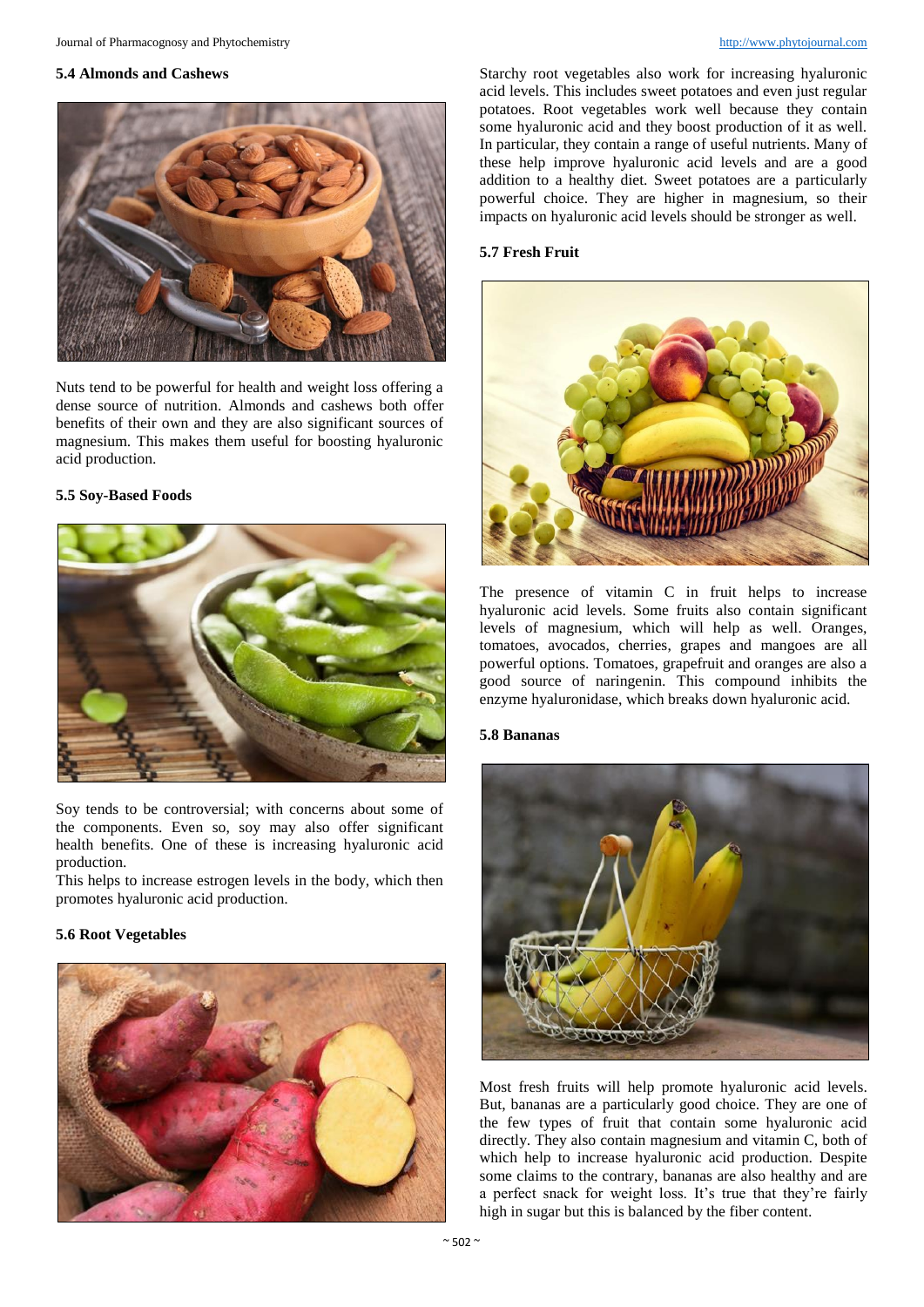### 5.4 Almonds and Cashews

Nuts tend to be powerful for health and weight loss offering a dense source of nutrition. Almonds and cashews both offer benefits of their own and they are also significant sources of magnesium. This makes them useful for boosting hyaluronic acid production.

### 5.5 Soy-Based Foods

Soy tends to be controversial; with concerns about some of the components. Even so, soy may also offer significant health benefits. One of these is increasing hyaluronic acid production.

This helps to increase estrogen levels in the body, which then promotes hyaluronic acid production.

### 5.6 Root Vegetables

Starchy root vegetables also work for increasing hyaluronic acid levels. This includes sweet potatoes and even just regular potatoes. Root vegetables work well because they contain some hyaluronic acid and they boost production of it as well. In particular, they contain a range of useful nutrients. Many of these help improve hyaluronic acid levels and are a good addition to a healthy diet. Sweet potatoes are a particularly powerful choice. They are higher in magnesium, so their impacts on hyaluronic acid levels should be stronger as well.

### 5.7 Fresh Fruit

The presence of vitamin C in fruit helps to increase hyaluronic acid levels. Some fruits also contain significant levels of magnesium, which will help as well. Oranges, tomatoes, avocados, cherries, grapes and mangoes are all powerful options. Tomatoes, grapefruit and oranges are also a good source of naringenin. This compound inhibits the enzyme hyaluronidase, which breaks down hyaluronic acid.

### 5.8 Bananas

Most fresh fruits will help promote hyaluronic acid levels. But, bananas are a particularly good choice. They are one of the few types of fruit that contain some hyaluronic acid directly. They also contain magnesium and vitamin C, both of which help to increase hyaluronic acid production. Despite some claims to the contrary, bananas are also healthy and are a perfect snack for weight loss. It's true that they're fairly high in sugar but this is balanced by the fiber content.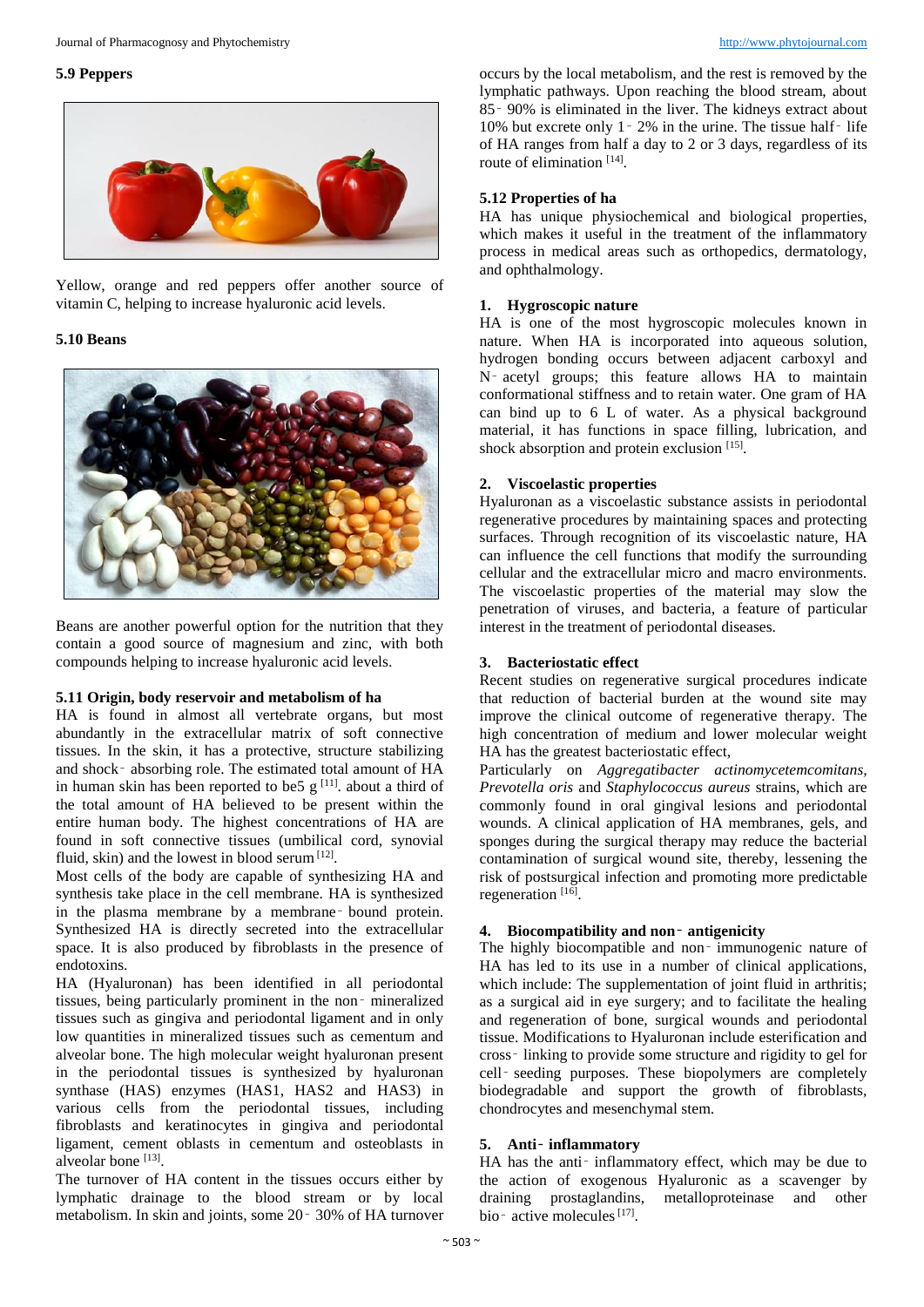### 5.9 Peppers

Yellow, orange and red peppers offer another source of vitamin C, helping to increase hyaluronic acid levels.

### 5.10 Beans

Beans are another powerful option for the nutrition that they contain a good source of magnesium and zinc, with both compounds helping to increase hyaluronic acid levels.

### 5.11 Origin, body reservoir and metabolism of ha

HA is found in almost all vertebrate organs, but most abundantly in the extracellular matrix of soft connective tissues. In the skin, it has a protective, structure stabilizing and shock‑ absorbing role. The estimated total amount of HA in human skin has been reported to be5 g [11]. about a third of the total amount of HA believed to be present within the entire human body. The highest concentrations of HA are found in soft connective tissues (umbilical cord, synovial fluid, skin) and the lowest in blood serum [12].

Most cells of the body are capable of synthesizing HA and synthesis take place in the cell membrane. HA is synthesized in the plasma membrane by a membrane‑ bound protein. Synthesized HA is directly secreted into the extracellular space. It is also produced by fibroblasts in the presence of endotoxins.

HA (Hyaluronan) has been identified in all periodontal tissues, being particularly prominent in the non‑ mineralized tissues such as gingiva and periodontal ligament and in only low quantities in mineralized tissues such as cementum and alveolar bone. The high molecular weight hyaluronan present in the periodontal tissues is synthesized by hyaluronan synthase (HAS) enzymes (HAS1, HAS2 and HAS3) in various cells from the periodontal tissues, including fibroblasts and keratinocytes in gingiva and periodontal ligament, cement oblasts in cementum and osteoblasts in alveolar bone [13].

The turnover of HA content in the tissues occurs either by lymphatic drainage to the blood stream or by local metabolism. In skin and joints, some 20‑ 30% of HA turnover occurs by the local metabolism, and the rest is removed by the lymphatic pathways. Upon reaching the blood stream, about 85‑ 90% is eliminated in the liver. The kidneys extract about 10% but excrete only 1‑ 2% in the urine. The tissue half‑ life of HA ranges from half a day to 2 or 3 days, regardless of its route of elimination [14].

### 5.12 Properties of ha

HA has unique physiochemical and biological properties, which makes it useful in the treatment of the inflammatory process in medical areas such as orthopedics, dermatology, and ophthalmology.

**1. Hygroscopic nature**

HA is one of the most hygroscopic molecules known in nature. When HA is incorporated into aqueous solution, hydrogen bonding occurs between adjacent carboxyl and N‑ acetyl groups; this feature allows HA to maintain conformational stiffness and to retain water. One gram of HA can bind up to 6 L of water. As a physical background material, it has functions in space filling, lubrication, and shock absorption and protein exclusion [15].

**2. Viscoelastic properties**

Hyaluronan as a viscoelastic substance assists in periodontal regenerative procedures by maintaining spaces and protecting surfaces. Through recognition of its viscoelastic nature, HA can influence the cell functions that modify the surrounding cellular and the extracellular micro and macro environments. The viscoelastic properties of the material may slow the penetration of viruses, and bacteria, a feature of particular interest in the treatment of periodontal diseases.

**3. Bacteriostatic effect**

Recent studies on regenerative surgical procedures indicate that reduction of bacterial burden at the wound site may improve the clinical outcome of regenerative therapy. The high concentration of medium and lower molecular weight HA has the greatest bacteriostatic effect,

Particularly on *Aggregatibacter actinomycetemcomitans, Prevotella oris* and *Staphylococcus aureus* strains, which are commonly found in oral gingival lesions and periodontal wounds. A clinical application of HA membranes, gels, and sponges during the surgical therapy may reduce the bacterial contamination of surgical wound site, thereby, lessening the risk of postsurgical infection and promoting more predictable regeneration [16].

**4. Biocompatibility and non‑ antigenicity**

The highly biocompatible and non‑ immunogenic nature of HA has led to its use in a number of clinical applications, which include: The supplementation of joint fluid in arthritis; as a surgical aid in eye surgery; and to facilitate the healing and regeneration of bone, surgical wounds and periodontal tissue. Modifications to Hyaluronan include esterification and cross‑ linking to provide some structure and rigidity to gel for cell‑ seeding purposes. These biopolymers are completely biodegradable and support the growth of fibroblasts, chondrocytes and mesenchymal stem.

**5. Anti‑ inflammatory**

HA has the anti‑ inflammatory effect, which may be due to the action of exogenous Hyaluronic as a scavenger by draining prostaglandins, metalloproteinase and other bio‑ active molecules [17].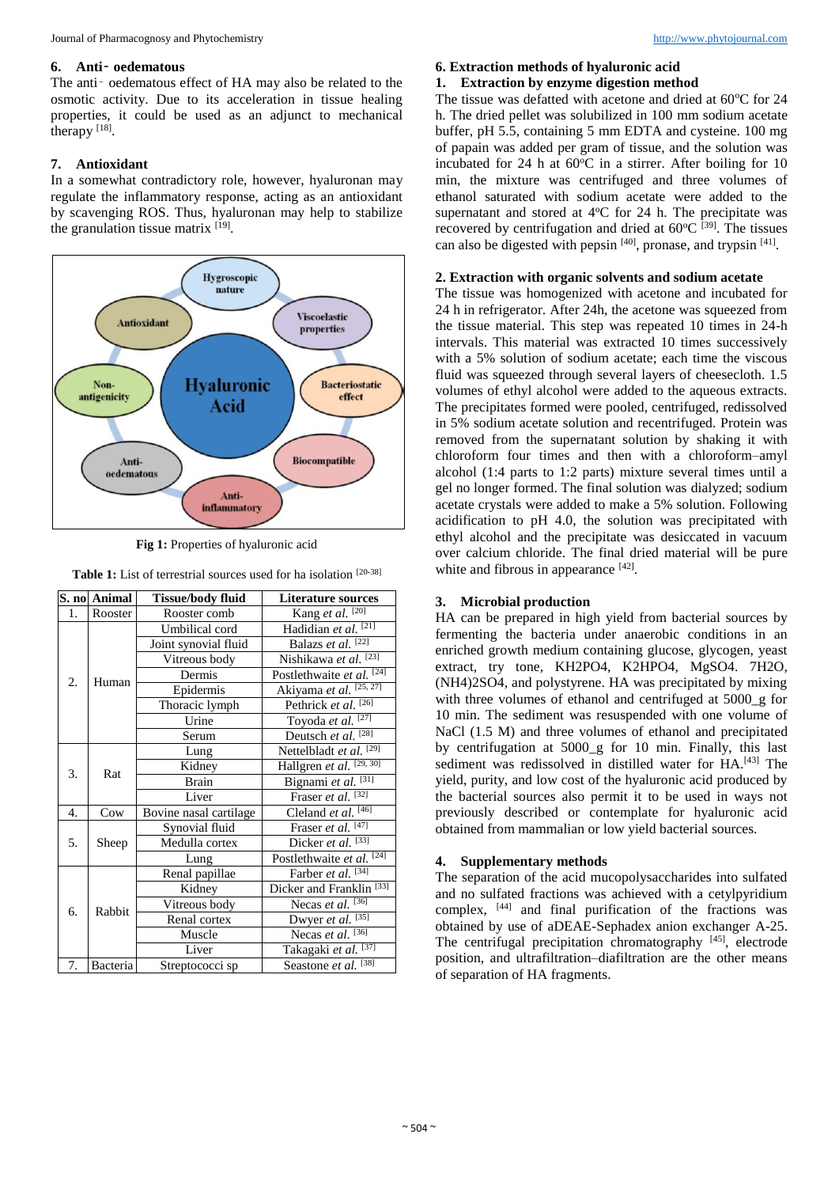## 6. Anti‐ oedematous

The anti‐ oedematous effect of HA may also be related to the osmotic activity. Due to its acceleration in tissue healing properties, it could be used as an adjunct to mechanical therapy [18].

## 7. Antioxidant

In a somewhat contradictory role, however, hyaluronan may regulate the inflammatory response, acting as an antioxidant by scavenging ROS. Thus, hyaluronan may help to stabilize the granulation tissue matrix [19].

**Fig 1:** Properties of hyaluronic acid

**Table 1:** List of terrestrial sources used for ha isolation [20-38]

| S. no | Animal | Tissue/body fluid | Literature sources |
|---|---|---|---|
| 1. | Rooster | Rooster comb | Kang *et al.* [20] |
| 2. | Human | Umbilical cord | Hadidian *et al.* [21] |
| | | Joint synovial fluid | Balazs *et al.* [22] |
| | | Vitreous body | Nishikawa *et al.* [23] |
| | | Dermis | Postlethwaite *et al.* [24] |
| | | Epidermis | Akiyama *et al.* [25, 27] |
| | | Thoracic lymph | Pethrick *et al.* [26] |
| | | Urine | Toyoda *et al.* [27] |
| | | Serum | Deutsch *et al.* [28] |
| 3. | Rat | Lung | Nettelbladt *et al.* [29] |
| | | Kidney | Hallgren *et al.* [29, 30] |
| | | Brain | Bignami *et al.* [31] |
| | | Liver | Fraser *et al.* [32] |
| 4. | Cow | Bovine nasal cartilage | Cleland *et al.* [46] |
| 5. | Sheep | Synovial fluid | Fraser *et al.* [47] |
| | | Medulla cortex | Dicker *et al.* [33] |
| | | Lung | Postlethwaite *et al.* [24] |
| 6. | Rabbit | Renal papillae | Farber *et al.* [34] |
| | | Kidney | Dicker and Franklin [33] |
| | | Vitreous body | Necas *et al.* [36] |
| | | Renal cortex | Dwyer *et al.* [35] |
| | | Muscle | Necas *et al.* [36] |
| | | Liver | Takagaki *et al.* [37] |
| 7. | Bacteria | Streptococci sp | Seastone *et al.* [38] |

## 6. Extraction methods of hyaluronic acid

### 1. Extraction by enzyme digestion method

The tissue was defatted with acetone and dried at 60°C for 24 h. The dried pellet was solubilized in 100 mm sodium acetate buffer, pH 5.5, containing 5 mm EDTA and cysteine. 100 mg of papain was added per gram of tissue, and the solution was incubated for 24 h at 60°C in a stirrer. After boiling for 10 min, the mixture was centrifuged and three volumes of ethanol saturated with sodium acetate were added to the supernatant and stored at 4°C for 24 h. The precipitate was recovered by centrifugation and dried at 60°C [39]. The tissues can also be digested with pepsin [40], pronase, and trypsin [41].

### 2. Extraction with organic solvents and sodium acetate

The tissue was homogenized with acetone and incubated for 24 h in refrigerator. After 24h, the acetone was squeezed from the tissue material. This step was repeated 10 times in 24-h intervals. This material was extracted 10 times successively with a 5% solution of sodium acetate; each time the viscous fluid was squeezed through several layers of cheesecloth. 1.5 volumes of ethyl alcohol were added to the aqueous extracts. The precipitates formed were pooled, centrifuged, redissolved in 5% sodium acetate solution and recentrifuged. Protein was removed from the supernatant solution by shaking it with chloroform four times and then with a chloroform–amyl alcohol (1:4 parts to 1:2 parts) mixture several times until a gel no longer formed. The final solution was dialyzed; sodium acetate crystals were added to make a 5% solution. Following acidification to pH 4.0, the solution was precipitated with ethyl alcohol and the precipitate was desiccated in vacuum over calcium chloride. The final dried material will be pure white and fibrous in appearance [42].

### 3. Microbial production

HA can be prepared in high yield from bacterial sources by fermenting the bacteria under anaerobic conditions in an enriched growth medium containing glucose, glycogen, yeast extract, try tone, $KH_2PO_4$, $K_2HPO_4$, $MgSO_4 \cdot 7H_2O$, $(NH_4)_2SO_4$, and polystyrene. HA was precipitated by mixing with three volumes of ethanol and centrifuged at 5000_g for 10 min. The sediment was resuspended with one volume of NaCl (1.5 M) and three volumes of ethanol and precipitated by centrifugation at 5000_g for 10 min. Finally, this last sediment was redissolved in distilled water for HA.[43] The yield, purity, and low cost of the hyaluronic acid produced by the bacterial sources also permit it to be used in ways not previously described or contemplate for hyaluronic acid obtained from mammalian or low yield bacterial sources.

### 4. Supplementary methods

The separation of the acid mucopolysaccharides into sulfated and no sulfated fractions was achieved with a cetylpyridium complex, [44] and final purification of the fractions was obtained by use of aDEAE-Sephadex anion exchanger A-25. The centrifugal precipitation chromatography [45], electrode position, and ultrafiltration–diafiltration are the other means of separation of HA fragments.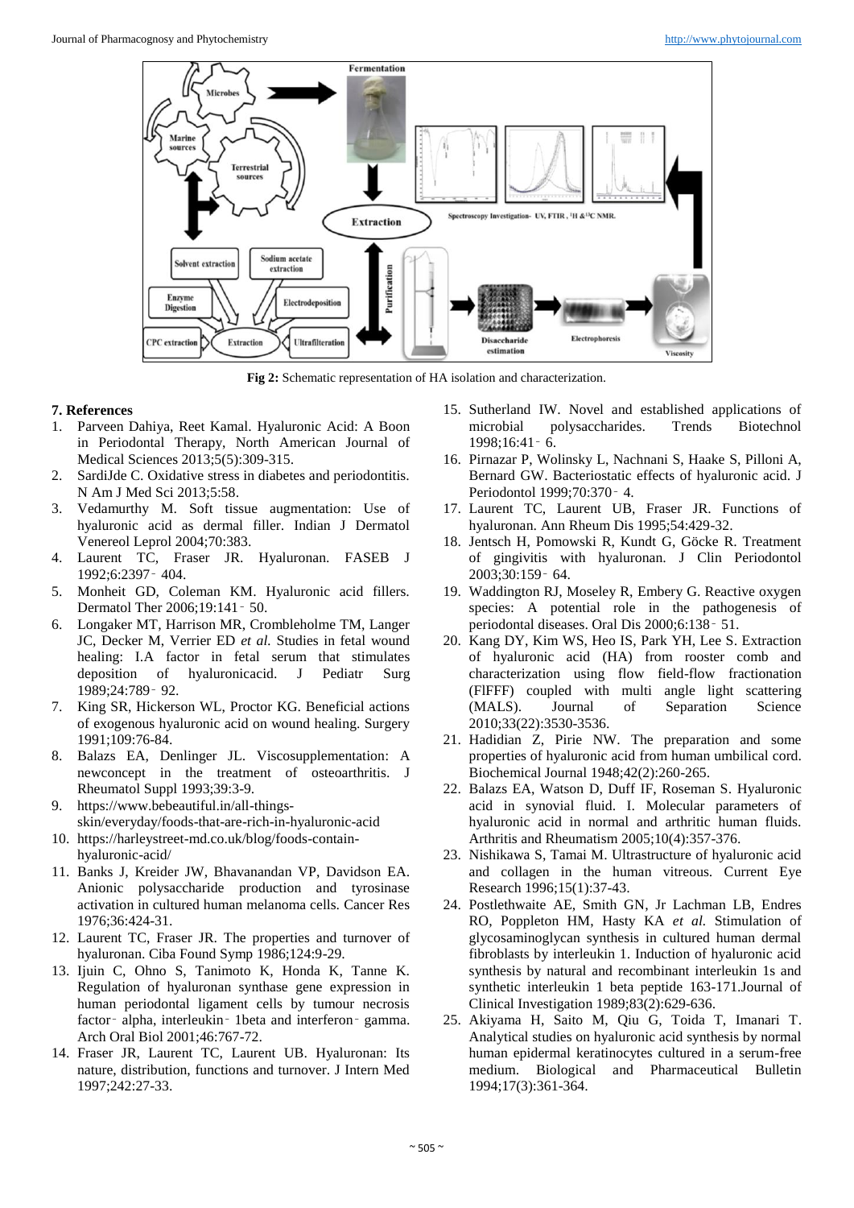**Fig 2:** Schematic representation of HA isolation and characterization.

## 7. References

1. Parveen Dahiya, Reet Kamal. Hyaluronic Acid: A Boon in Periodontal Therapy, North American Journal of Medical Sciences 2013;5(5):309-315.
2. SardiJde C. Oxidative stress in diabetes and periodontitis. N Am J Med Sci 2013;5:58.
3. Vedamurthy M. Soft tissue augmentation: Use of hyaluronic acid as dermal filler. Indian J Dermatol Venereol Leprol 2004;70:383.
4. Laurent TC, Fraser JR. Hyaluronan. FASEB J 1992;6:2397‐404.
5. Monheit GD, Coleman KM. Hyaluronic acid fillers. Dermatol Ther 2006;19:141‐50.
6. Longaker MT, Harrison MR, Crombleholme TM, Langer JC, Decker M, Verrier ED *et al.* Studies in fetal wound healing: I.A factor in fetal serum that stimulates deposition of hyaluronicacid. J Pediatr Surg 1989;24:789‐92.
7. King SR, Hickerson WL, Proctor KG. Beneficial actions of exogenous hyaluronic acid on wound healing. Surgery 1991;109:76-84.
8. Balazs EA, Denlinger JL. Viscosupplementation: A newconcept in the treatment of osteoarthritis. J Rheumatol Suppl 1993;39:3-9.
9. https://www.bebeautiful.in/all-things-skin/everyday/foods-that-are-rich-in-hyaluronic-acid
10. https://harleystreet-md.co.uk/blog/foods-contain-hyaluronic-acid/
11. Banks J, Kreider JW, Bhavanandan VP, Davidson EA. Anionic polysaccharide production and tyrosinase activation in cultured human melanoma cells. Cancer Res 1976;36:424-31.
12. Laurent TC, Fraser JR. The properties and turnover of hyaluronan. Ciba Found Symp 1986;124:9-29.
13. Ijuin C, Ohno S, Tanimoto K, Honda K, Tanne K. Regulation of hyaluronan synthase gene expression in human periodontal ligament cells by tumour necrosis factor‐alpha, interleukin‐1beta and interferon‐gamma. Arch Oral Biol 2001;46:767-72.
14. Fraser JR, Laurent TC, Laurent UB. Hyaluronan: Its nature, distribution, functions and turnover. J Intern Med 1997;242:27-33.
15. Sutherland IW. Novel and established applications of microbial polysaccharides. Trends Biotechnol 1998;16:41‐6.
16. Pirnazar P, Wolinsky L, Nachnani S, Haake S, Pilloni A, Bernard GW. Bacteriostatic effects of hyaluronic acid. J Periodontol 1999;70:370‐4.
17. Laurent TC, Laurent UB, Fraser JR. Functions of hyaluronan. Ann Rheum Dis 1995;54:429-32.
18. Jentsch H, Pomowski R, Kundt G, Göcke R. Treatment of gingivitis with hyaluronan. J Clin Periodontol 2003;30:159‐64.
19. Waddington RJ, Moseley R, Embery G. Reactive oxygen species: A potential role in the pathogenesis of periodontal diseases. Oral Dis 2000;6:138‐51.
20. Kang DY, Kim WS, Heo IS, Park YH, Lee S. Extraction of hyaluronic acid (HA) from rooster comb and characterization using flow field-flow fractionation (FlFFF) coupled with multi angle light scattering (MALS). Journal of Separation Science 2010;33(22):3530-3536.
21. Hadidian Z, Pirie NW. The preparation and some properties of hyaluronic acid from human umbilical cord. Biochemical Journal 1948;42(2):260-265.
22. Balazs EA, Watson D, Duff IF, Roseman S. Hyaluronic acid in synovial fluid. I. Molecular parameters of hyaluronic acid in normal and arthritic human fluids. Arthritis and Rheumatism 2005;10(4):357-376.
23. Nishikawa S, Tamai M. Ultrastructure of hyaluronic acid and collagen in the human vitreous. Current Eye Research 1996;15(1):37-43.
24. Postlethwaite AE, Smith GN, Jr Lachman LB, Endres RO, Poppleton HM, Hasty KA *et al.* Stimulation of glycosaminoglycan synthesis in cultured human dermal fibroblasts by interleukin 1. Induction of hyaluronic acid synthesis by natural and recombinant interleukin 1s and synthetic interleukin 1 beta peptide 163-171.Journal of Clinical Investigation 1989;83(2):629-636.
25. Akiyama H, Saito M, Qiu G, Toida T, Imanari T. Analytical studies on hyaluronic acid synthesis by normal human epidermal keratinocytes cultured in a serum-free medium. Biological and Pharmaceutical Bulletin 1994;17(3):361-364.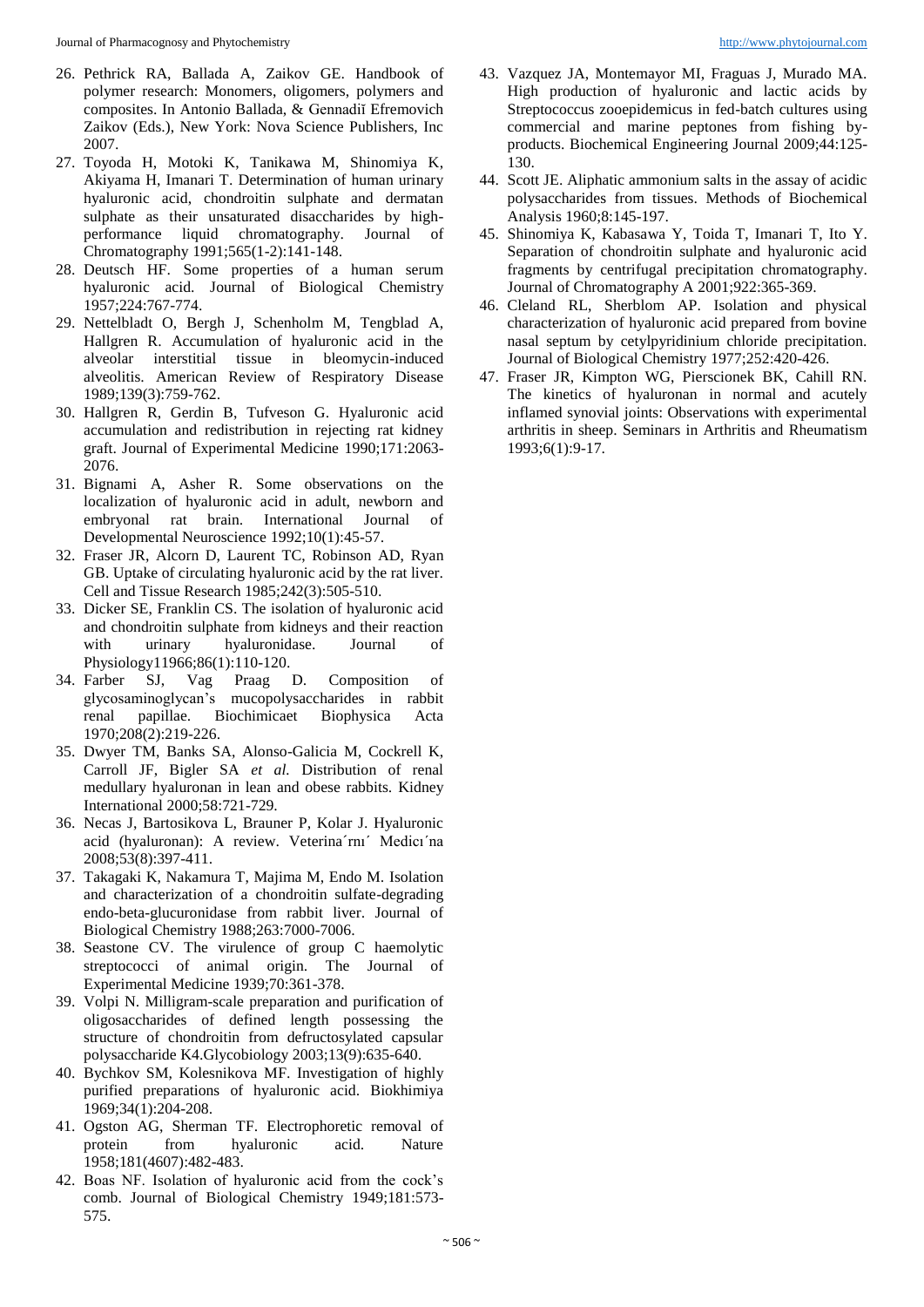26. Pethrick RA, Ballada A, Zaikov GE. Handbook of polymer research: Monomers, oligomers, polymers and composites. In Antonio Ballada, & Gennadiĭ Efremovich Zaikov (Eds.), New York: Nova Science Publishers, Inc 2007.
27. Toyoda H, Motoki K, Tanikawa M, Shinomiya K, Akiyama H, Imanari T. Determination of human urinary hyaluronic acid, chondroitin sulphate and dermatan sulphate as their unsaturated disaccharides by high-performance liquid chromatography. Journal of Chromatography 1991;565(1-2):141-148.
28. Deutsch HF. Some properties of a human serum hyaluronic acid. Journal of Biological Chemistry 1957;224:767-774.
29. Nettelbladt O, Bergh J, Schenholm M, Tengblad A, Hallgren R. Accumulation of hyaluronic acid in the alveolar interstitial tissue in bleomycin-induced alveolitis. American Review of Respiratory Disease 1989;139(3):759-762.
30. Hallgren R, Gerdin B, Tufveson G. Hyaluronic acid accumulation and redistribution in rejecting rat kidney graft. Journal of Experimental Medicine 1990;171:2063-2076.
31. Bignami A, Asher R. Some observations on the localization of hyaluronic acid in adult, newborn and embryonal rat brain. International Journal of Developmental Neuroscience 1992;10(1):45-57.
32. Fraser JR, Alcorn D, Laurent TC, Robinson AD, Ryan GB. Uptake of circulating hyaluronic acid by the rat liver. Cell and Tissue Research 1985;242(3):505-510.
33. Dicker SE, Franklin CS. The isolation of hyaluronic acid and chondroitin sulphate from kidneys and their reaction with urinary hyaluronidase. Journal of Physiology11966;86(1):110-120.
34. Farber SJ, Vag Praag D. Composition of glycosaminoglycan's mucopolysaccharides in rabbit renal papillae. Biochimicaet Biophysica Acta 1970;208(2):219-226.
35. Dwyer TM, Banks SA, Alonso-Galicia M, Cockrell K, Carroll JF, Bigler SA *et al.* Distribution of renal medullary hyaluronan in lean and obese rabbits. Kidney International 2000;58:721-729.
36. Necas J, Bartosikova L, Brauner P, Kolar J. Hyaluronic acid (hyaluronan): A review. Veterina´rnı´ Medicı´na 2008;53(8):397-411.
37. Takagaki K, Nakamura T, Majima M, Endo M. Isolation and characterization of a chondroitin sulfate-degrading endo-beta-glucuronidase from rabbit liver. Journal of Biological Chemistry 1988;263:7000-7006.
38. Seastone CV. The virulence of group C haemolytic streptococci of animal origin. The Journal of Experimental Medicine 1939;70:361-378.
39. Volpi N. Milligram-scale preparation and purification of oligosaccharides of defined length possessing the structure of chondroitin from defructosylated capsular polysaccharide K4.Glycobiology 2003;13(9):635-640.
40. Bychkov SM, Kolesnikova MF. Investigation of highly purified preparations of hyaluronic acid. Biokhimiya 1969;34(1):204-208.
41. Ogston AG, Sherman TF. Electrophoretic removal of protein from hyaluronic acid. Nature 1958;181(4607):482-483.
42. Boas NF. Isolation of hyaluronic acid from the cock's comb. Journal of Biological Chemistry 1949;181:573-575.
43. Vazquez JA, Montemayor MI, Fraguas J, Murado MA. High production of hyaluronic and lactic acids by Streptococcus zooepidemicus in fed-batch cultures using commercial and marine peptones from fishing by-products. Biochemical Engineering Journal 2009;44:125-130.
44. Scott JE. Aliphatic ammonium salts in the assay of acidic polysaccharides from tissues. Methods of Biochemical Analysis 1960;8:145-197.
45. Shinomiya K, Kabasawa Y, Toida T, Imanari T, Ito Y. Separation of chondroitin sulphate and hyaluronic acid fragments by centrifugal precipitation chromatography. Journal of Chromatography A 2001;922:365-369.
46. Cleland RL, Sherblom AP. Isolation and physical characterization of hyaluronic acid prepared from bovine nasal septum by cetylpyridinium chloride precipitation. Journal of Biological Chemistry 1977;252:420-426.
47. Fraser JR, Kimpton WG, Pierscionek BK, Cahill RN. The kinetics of hyaluronan in normal and acutely inflamed synovial joints: Observations with experimental arthritis in sheep. Seminars in Arthritis and Rheumatism 1993;6(1):9-17.